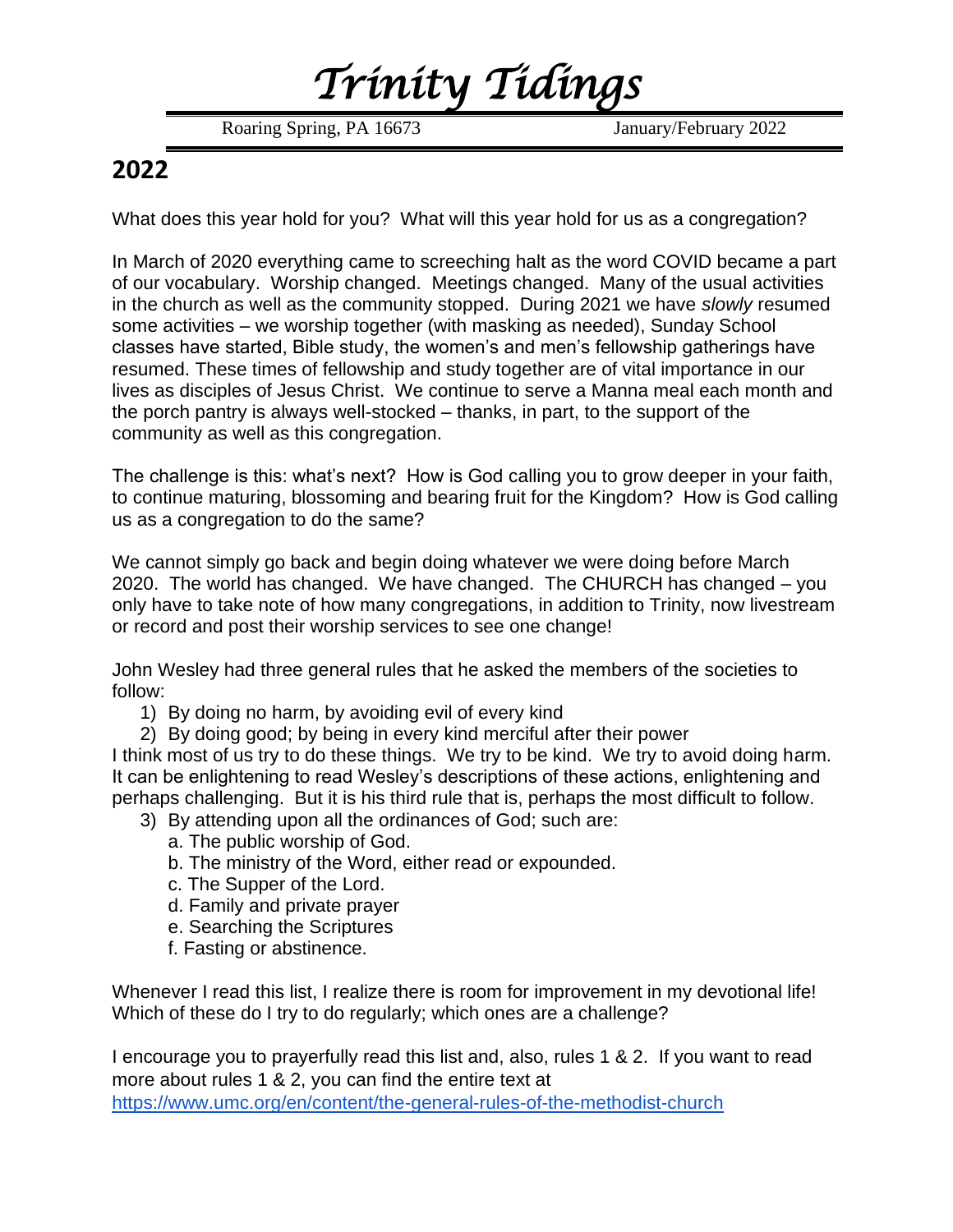# *Trinity Tidings*

Roaring Spring, PA 16673 January/February 2022

## 2022

What does this year hold for you? What will this year hold for us as a congregation?

In March of 2020 everything came to screeching halt as the word COVID became a part of our vocabulary. Worship changed. Meetings changed. Many of the usual activities in the church as well as the community stopped. During 2021 we have *slowly* resumed some activities – we worship together (with masking as needed), Sunday School classes have started, Bible study, the women's and men's fellowship gatherings have resumed. These times of fellowship and study together are of vital importance in our lives as disciples of Jesus Christ. We continue to serve a Manna meal each month and the porch pantry is always well-stocked – thanks, in part, to the support of the community as well as this congregation.

The challenge is this: what's next? How is God calling you to grow deeper in your faith, to continue maturing, blossoming and bearing fruit for the Kingdom? How is God calling us as a congregation to do the same?

We cannot simply go back and begin doing whatever we were doing before March 2020. The world has changed. We have changed. The CHURCH has changed – you only have to take note of how many congregations, in addition to Trinity, now livestream or record and post their worship services to see one change!

John Wesley had three general rules that he asked the members of the societies to follow:

1) By doing no harm, by avoiding evil of every kind
2) By doing good; by being in every kind merciful after their power

I think most of us try to do these things. We try to be kind. We try to avoid doing harm. It can be enlightening to read Wesley's descriptions of these actions, enlightening and perhaps challenging. But it is his third rule that is, perhaps the most difficult to follow.

3) By attending upon all the ordinances of God; such are:
   a. The public worship of God.
   b. The ministry of the Word, either read or expounded.
   c. The Supper of the Lord.
   d. Family and private prayer
   e. Searching the Scriptures
   f. Fasting or abstinence.

Whenever I read this list, I realize there is room for improvement in my devotional life! Which of these do I try to do regularly; which ones are a challenge?

I encourage you to prayerfully read this list and, also, rules 1 & 2. If you want to read more about rules 1 & 2, you can find the entire text at https://www.umc.org/en/content/the-general-rules-of-the-methodist-church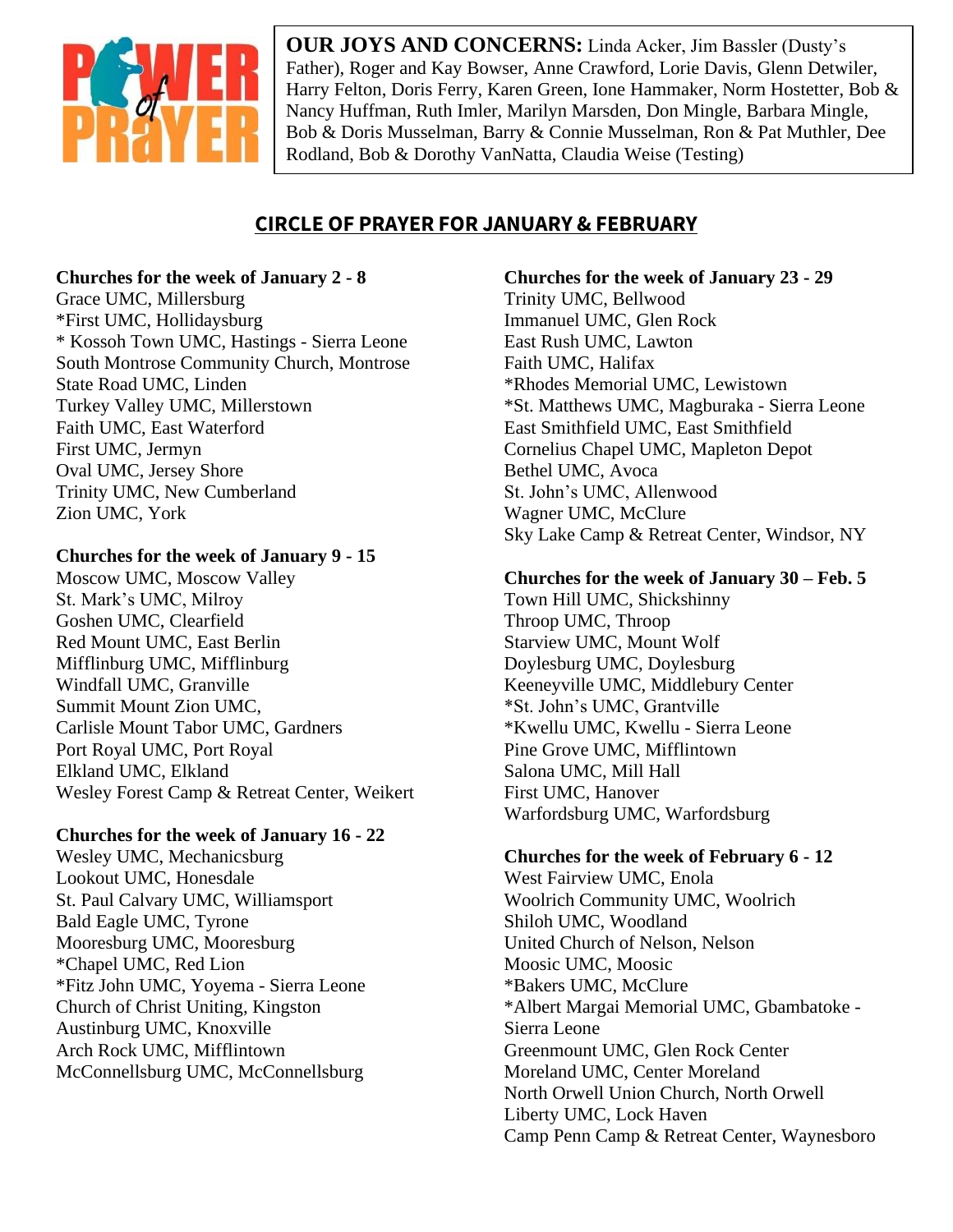**OUR JOYS AND CONCERNS:** Linda Acker, Jim Bassler (Dusty's Father), Roger and Kay Bowser, Anne Crawford, Lorie Davis, Glenn Detwiler, Harry Felton, Doris Ferry, Karen Green, Ione Hammaker, Norm Hostetter, Bob & Nancy Huffman, Ruth Imler, Marilyn Marsden, Don Mingle, Barbara Mingle, Bob & Doris Musselman, Barry & Connie Musselman, Ron & Pat Muthler, Dee Rodland, Bob & Dorothy VanNatta, Claudia Weise (Testing)

## CIRCLE OF PRAYER FOR JANUARY & FEBRUARY

**Churches for the week of January 2 - 8**
Grace UMC, Millersburg
*First UMC, Hollidaysburg
* Kossoh Town UMC, Hastings - Sierra Leone
South Montrose Community Church, Montrose
State Road UMC, Linden
Turkey Valley UMC, Millerstown
Faith UMC, East Waterford
First UMC, Jermyn
Oval UMC, Jersey Shore
Trinity UMC, New Cumberland
Zion UMC, York

**Churches for the week of January 9 - 15**
Moscow UMC, Moscow Valley
St. Mark's UMC, Milroy
Goshen UMC, Clearfield
Red Mount UMC, East Berlin
Mifflinburg UMC, Mifflinburg
Windfall UMC, Granville
Summit Mount Zion UMC,
Carlisle Mount Tabor UMC, Gardners
Port Royal UMC, Port Royal
Elkland UMC, Elkland
Wesley Forest Camp & Retreat Center, Weikert

**Churches for the week of January 16 - 22**
Wesley UMC, Mechanicsburg
Lookout UMC, Honesdale
St. Paul Calvary UMC, Williamsport
Bald Eagle UMC, Tyrone
Mooresburg UMC, Mooresburg
*Chapel UMC, Red Lion
*Fitz John UMC, Yoyema - Sierra Leone
Church of Christ Uniting, Kingston
Austinburg UMC, Knoxville
Arch Rock UMC, Mifflintown
McConnellsburg UMC, McConnellsburg

**Churches for the week of January 23 - 29**
Trinity UMC, Bellwood
Immanuel UMC, Glen Rock
East Rush UMC, Lawton
Faith UMC, Halifax
*Rhodes Memorial UMC, Lewistown
*St. Matthews UMC, Magburaka - Sierra Leone
East Smithfield UMC, East Smithfield
Cornelius Chapel UMC, Mapleton Depot
Bethel UMC, Avoca
St. John's UMC, Allenwood
Wagner UMC, McClure
Sky Lake Camp & Retreat Center, Windsor, NY

**Churches for the week of January 30 – Feb. 5**
Town Hill UMC, Shickshinny
Throop UMC, Throop
Starview UMC, Mount Wolf
Doylesburg UMC, Doylesburg
Keeneyville UMC, Middlebury Center
*St. John's UMC, Grantville
*Kwellu UMC, Kwellu - Sierra Leone
Pine Grove UMC, Mifflintown
Salona UMC, Mill Hall
First UMC, Hanover
Warfordsburg UMC, Warfordsburg

**Churches for the week of February 6 - 12**
West Fairview UMC, Enola
Woolrich Community UMC, Woolrich
Shiloh UMC, Woodland
United Church of Nelson, Nelson
Moosic UMC, Moosic
*Bakers UMC, McClure
*Albert Margai Memorial UMC, Gbambatoke - Sierra Leone
Greenmount UMC, Glen Rock Center
Moreland UMC, Center Moreland
North Orwell Union Church, North Orwell
Liberty UMC, Lock Haven
Camp Penn Camp & Retreat Center, Waynesboro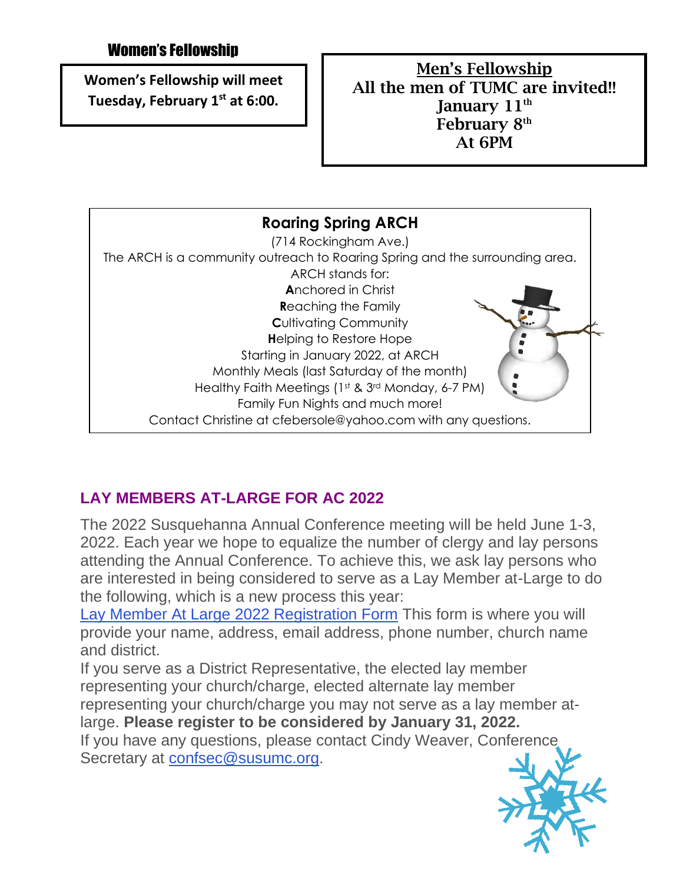## Women's Fellowship

**Women's Fellowship will meet Tuesday, February 1st at 6:00.**

## Men's Fellowship

**All the men of TUMC are invited!!**
**January 11th**
**February 8th**
**At 6PM**

## Roaring Spring ARCH

(714 Rockingham Ave.)

The ARCH is a community outreach to Roaring Spring and the surrounding area.

ARCH stands for:

**A**nchored in Christ
**R**eaching the Family
**C**ultivating Community
**H**elping to Restore Hope

Starting in January 2022, at ARCH
Monthly Meals (last Saturday of the month)
Healthy Faith Meetings (1st & 3rd Monday, 6-7 PM)
Family Fun Nights and much more!

Contact Christine at cfebersole@yahoo.com with any questions.

## LAY MEMBERS AT-LARGE FOR AC 2022

The 2022 Susquehanna Annual Conference meeting will be held June 1-3, 2022. Each year we hope to equalize the number of clergy and lay persons attending the Annual Conference. To achieve this, we ask lay persons who are interested in being considered to serve as a Lay Member at-Large to do the following, which is a new process this year:

Lay Member At Large 2022 Registration Form This form is where you will provide your name, address, email address, phone number, church name and district.

If you serve as a District Representative, the elected lay member representing your church/charge, elected alternate lay member representing your church/charge you may not serve as a lay member at-large. **Please register to be considered by January 31, 2022.**

If you have any questions, please contact Cindy Weaver, Conference Secretary at confsec@susumc.org.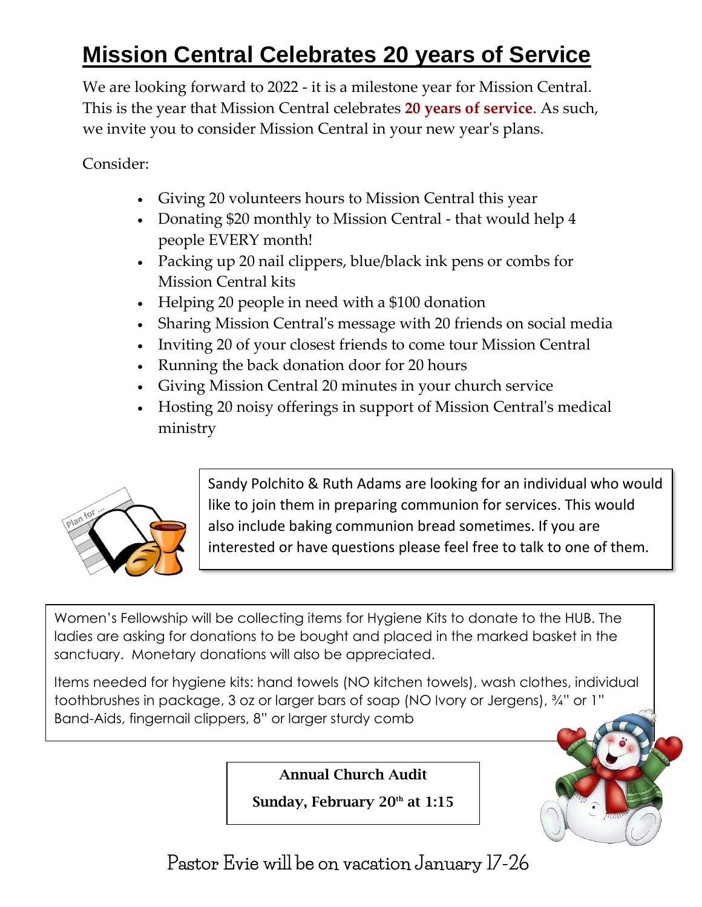# Mission Central Celebrates 20 years of Service

We are looking forward to 2022 - it is a milestone year for Mission Central. This is the year that Mission Central celebrates **20 years of service**. As such, we invite you to consider Mission Central in your new year's plans.

Consider:

- Giving 20 volunteers hours to Mission Central this year
- Donating $20 monthly to Mission Central - that would help 4 people EVERY month!
- Packing up 20 nail clippers, blue/black ink pens or combs for Mission Central kits
- Helping 20 people in need with a $100 donation
- Sharing Mission Central's message with 20 friends on social media
- Inviting 20 of your closest friends to come tour Mission Central
- Running the back donation door for 20 hours
- Giving Mission Central 20 minutes in your church service
- Hosting 20 noisy offerings in support of Mission Central's medical ministry

Sandy Polchito & Ruth Adams are looking for an individual who would like to join them in preparing communion for services. This would also include baking communion bread sometimes. If you are interested or have questions please feel free to talk to one of them.

Women's Fellowship will be collecting items for Hygiene Kits to donate to the HUB. The ladies are asking for donations to be bought and placed in the marked basket in the sanctuary. Monetary donations will also be appreciated.

Items needed for hygiene kits: hand towels (NO kitchen towels), wash clothes, individual toothbrushes in package, 3 oz or larger bars of soap (NO Ivory or Jergens), ¾" or 1" Band-Aids, fingernail clippers, 8" or larger sturdy comb

**Annual Church Audit**

**Sunday, February 20th at 1:15**

Pastor Evie will be on vacation January 17-26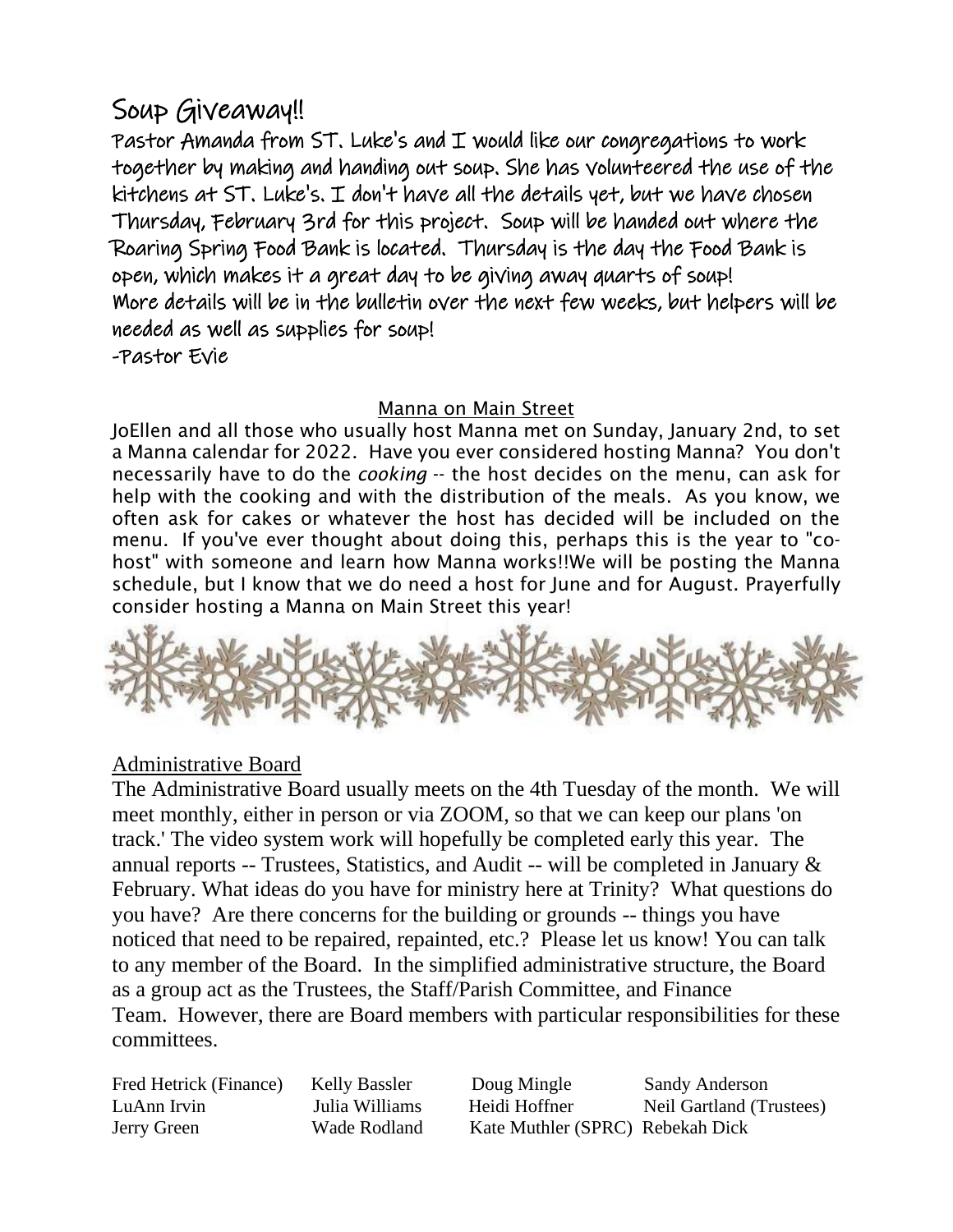# Soup Giveaway!!

Pastor Amanda from ST. Luke's and I would like our congregations to work together by making and handing out soup. She has volunteered the use of the kitchens at ST. Luke's. I don't have all the details yet, but we have chosen Thursday, February 3rd for this project. Soup will be handed out where the Roaring Spring Food Bank is located. Thursday is the day the Food Bank is open, which makes it a great day to be giving away quarts of soup!
More details will be in the bulletin over the next few weeks, but helpers will be needed as well as supplies for soup!
-Pastor Evie

## Manna on Main Street

JoEllen and all those who usually host Manna met on Sunday, January 2nd, to set a Manna calendar for 2022. Have you ever considered hosting Manna? You don't necessarily have to do the *cooking* -- the host decides on the menu, can ask for help with the cooking and with the distribution of the meals. As you know, we often ask for cakes or whatever the host has decided will be included on the menu. If you've ever thought about doing this, perhaps this is the year to "co-host" with someone and learn how Manna works!!We will be posting the Manna schedule, but I know that we do need a host for June and for August. Prayerfully consider hosting a Manna on Main Street this year!

## Administrative Board

The Administrative Board usually meets on the 4th Tuesday of the month. We will meet monthly, either in person or via ZOOM, so that we can keep our plans 'on track.' The video system work will hopefully be completed early this year. The annual reports -- Trustees, Statistics, and Audit -- will be completed in January & February. What ideas do you have for ministry here at Trinity? What questions do you have? Are there concerns for the building or grounds -- things you have noticed that need to be repaired, repainted, etc.? Please let us know! You can talk to any member of the Board. In the simplified administrative structure, the Board as a group act as the Trustees, the Staff/Parish Committee, and Finance Team. However, there are Board members with particular responsibilities for these committees.

| | | | |
|---|---|---|---|
| Fred Hetrick (Finance) | Kelly Bassler | Doug Mingle | Sandy Anderson |
| LuAnn Irvin | Julia Williams | Heidi Hoffner | Neil Gartland (Trustees) |
| Jerry Green | Wade Rodland | Kate Muthler (SPRC) | Rebekah Dick |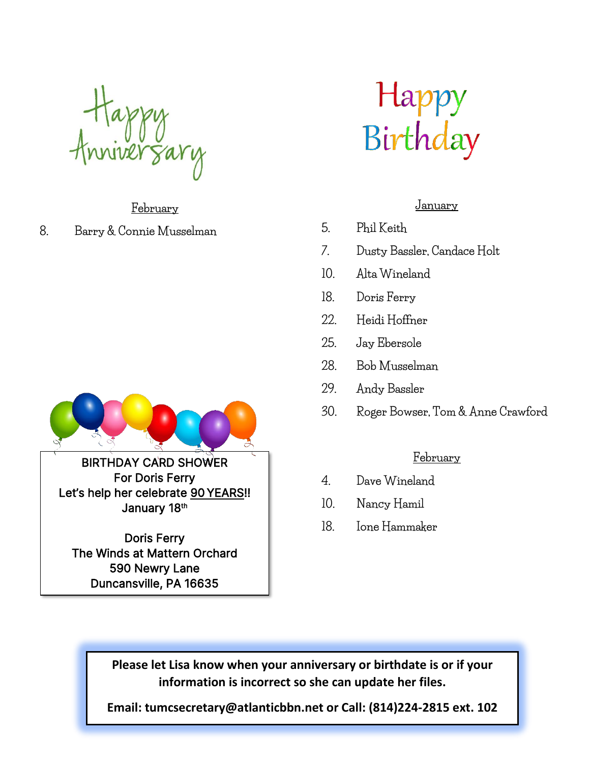# Happy Anniversary

February

8. Barry & Connie Musselman

BIRTHDAY CARD SHOWER
For Doris Ferry
Let's help her celebrate 90 YEARS!!
January 18th

Doris Ferry
The Winds at Mattern Orchard
590 Newry Lane
Duncansville, PA 16635

# Happy Birthday

January

5. Phil Keith
7. Dusty Bassler, Candace Holt
10. Alta Wineland
18. Doris Ferry
22. Heidi Hoffner
25. Jay Ebersole
28. Bob Musselman
29. Andy Bassler
30. Roger Bowser, Tom & Anne Crawford

February

4. Dave Wineland
10. Nancy Hamil
18. Ione Hammaker

**Please let Lisa know when your anniversary or birthdate is or if your information is incorrect so she can update her files.**

**Email: tumcsecretary@atlanticbbn.net or Call: (814)224-2815 ext. 102**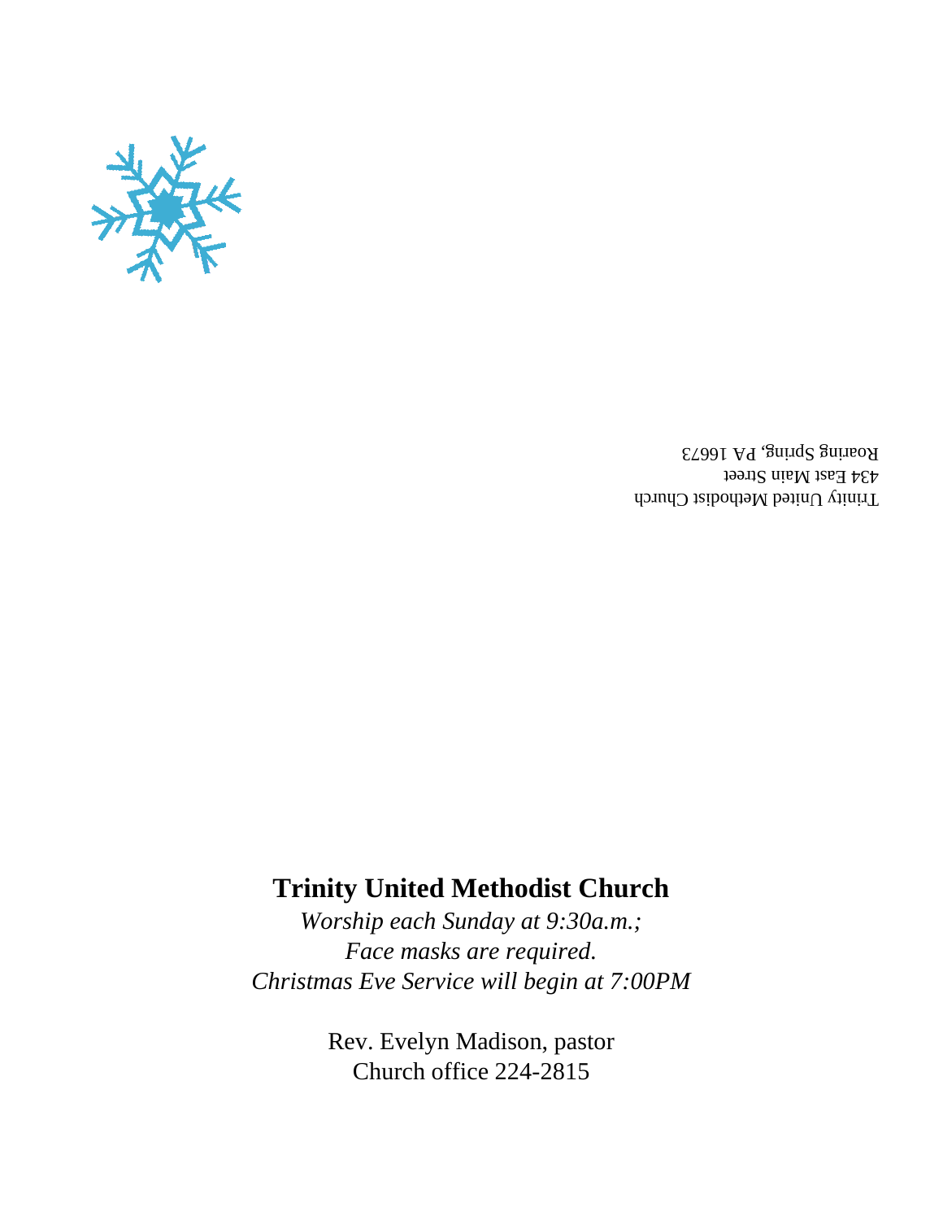Trinity United Methodist Church
434 East Main Street
Roaring Spring, PA 16673

**Trinity United Methodist Church**

*Worship each Sunday at 9:30a.m.;*
*Face masks are required.*
*Christmas Eve Service will begin at 7:00PM*

Rev. Evelyn Madison, pastor
Church office 224-2815